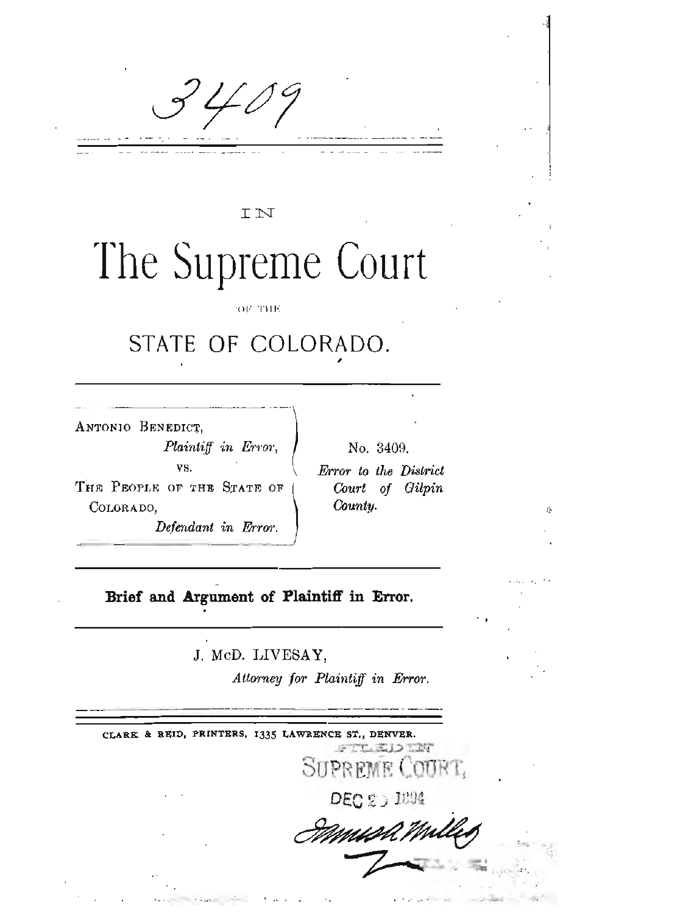3409

IN

# The Supreme Court

OF THE

## STATE OF COLORADO.

---

| | |
|---|---|
| ANTONIO BENEDICT, *Plaintiff in Error,* vs. THE PEOPLE OF THE STATE OF COLORADO, *Defendant in Error.* | No. 3409. *Error to the District Court of Gilpin County.* |

---

**Brief and Argument of Plaintiff in Error.**

---

J. McD. LIVESAY,
*Attorney for Plaintiff in Error.*

---

CLARK & REID, PRINTERS, 1335 LAWRENCE ST., DENVER.

FILED IN
SUPREME COURT,
DEC 2_ 1894
James R. Miller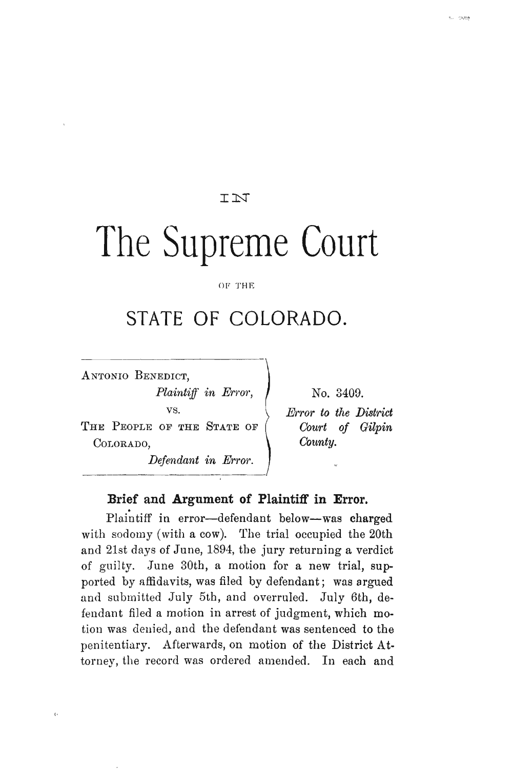IN

# The Supreme Court

OF THE

## STATE OF COLORADO.

| | |
|---|---|
| ANTONIO BENEDICT, *Plaintiff in Error*, vs. THE PEOPLE OF THE STATE OF COLORADO, *Defendant in Error*. | No. 3409. *Error to the District Court of Gilpin County.* |

### Brief and Argument of Plaintiff in Error.

Plaintiff in error—defendant below—was charged with sodomy (with a cow). The trial occupied the 20th and 21st days of June, 1894, the jury returning a verdict of guilty. June 30th, a motion for a new trial, supported by affidavits, was filed by defendant; was argued and submitted July 5th, and overruled. July 6th, defendant filed a motion in arrest of judgment, which motion was denied, and the defendant was sentenced to the penitentiary. Afterwards, on motion of the District Attorney, the record was ordered amended. In each and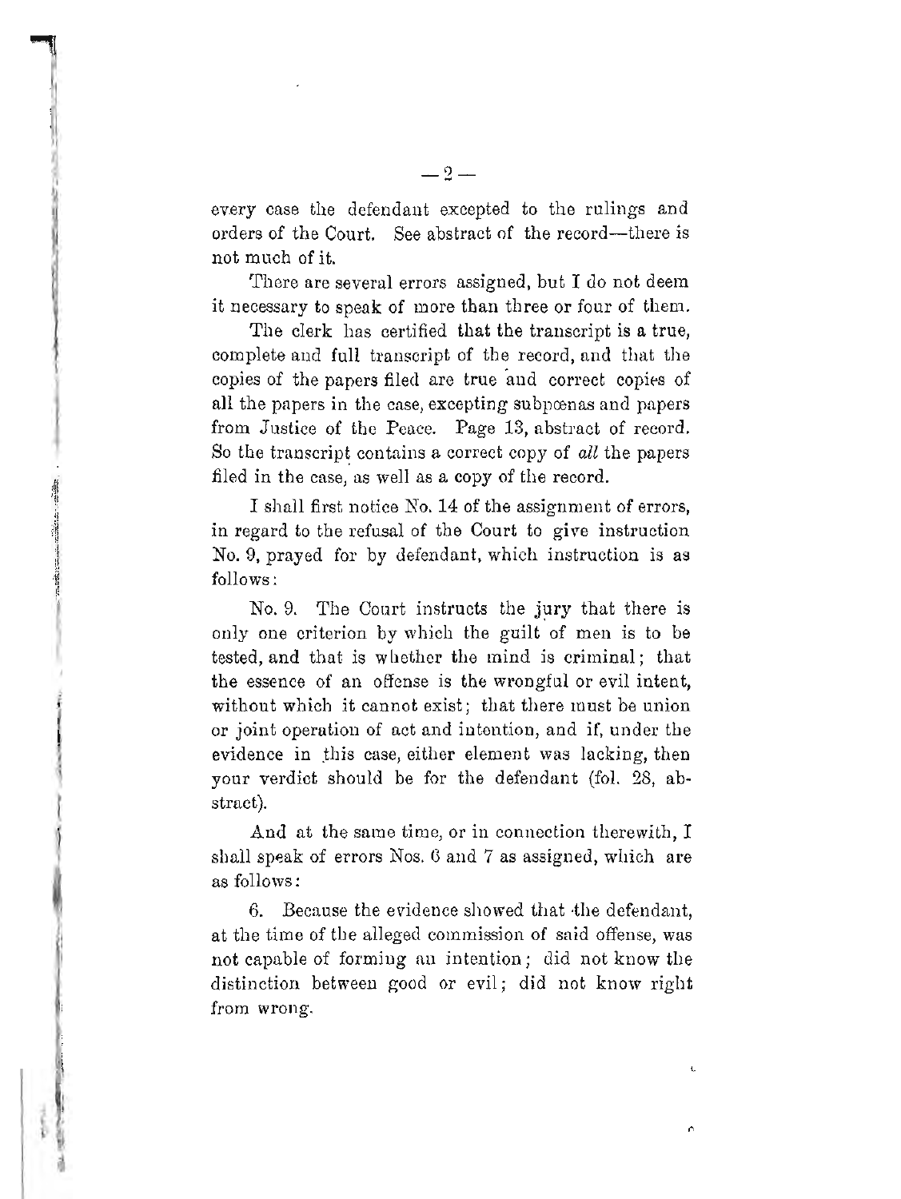every case the defendant excepted to the rulings and orders of the Court. See abstract of the record—there is not much of it.

There are several errors assigned, but I do not deem it necessary to speak of more than three or four of them.

The clerk has certified that the transcript is a true, complete and full transcript of the record, and that the copies of the papers filed are true and correct copies of all the papers in the case, excepting subpœnas and papers from Justice of the Peace. Page 13, abstract of record. So the transcript contains a correct copy of *all* the papers filed in the case, as well as a copy of the record.

I shall first notice No. 14 of the assignment of errors, in regard to the refusal of the Court to give instruction No. 9, prayed for by defendant, which instruction is as follows:

No. 9. The Court instructs the jury that there is only one criterion by which the guilt of men is to be tested, and that is whether the mind is criminal; that the essence of an offense is the wrongful or evil intent, without which it cannot exist; that there must be union or joint operation of act and intention, and if, under the evidence in this case, either element was lacking, then your verdict should be for the defendant (fol. 28, abstract).

And at the same time, or in connection therewith, I shall speak of errors Nos. 6 and 7 as assigned, which are as follows:

6. Because the evidence showed that the defendant, at the time of the alleged commission of said offense, was not capable of forming an intention; did not know the distinction between good or evil; did not know right from wrong.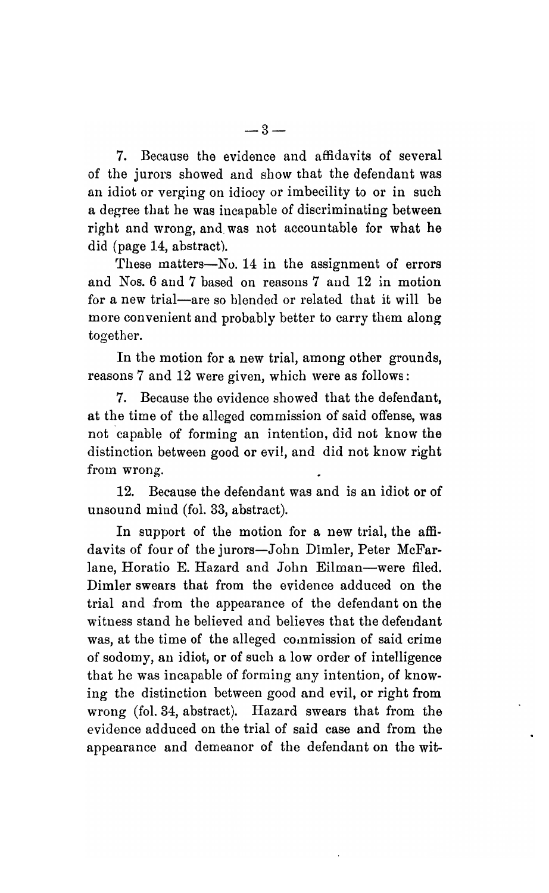7. Because the evidence and affidavits of several of the jurors showed and show that the defendant was an idiot or verging on idiocy or imbecility to or in such a degree that he was incapable of discriminating between right and wrong, and was not accountable for what he did (page 14, abstract).

These matters—No. 14 in the assignment of errors and Nos. 6 and 7 based on reasons 7 and 12 in motion for a new trial—are so blended or related that it will be more convenient and probably better to carry them along together.

In the motion for a new trial, among other grounds, reasons 7 and 12 were given, which were as follows:

7. Because the evidence showed that the defendant, at the time of the alleged commission of said offense, was not capable of forming an intention, did not know the distinction between good or evil, and did not know right from wrong.

12. Because the defendant was and is an idiot or of unsound mind (fol. 33, abstract).

In support of the motion for a new trial, the affidavits of four of the jurors—John Dimler, Peter McFarlane, Horatio E. Hazard and John Eilman—were filed. Dimler swears that from the evidence adduced on the trial and from the appearance of the defendant on the witness stand he believed and believes that the defendant was, at the time of the alleged commission of said crime of sodomy, an idiot, or of such a low order of intelligence that he was incapable of forming any intention, of knowing the distinction between good and evil, or right from wrong (fol. 34, abstract). Hazard swears that from the evidence adduced on the trial of said case and from the appearance and demeanor of the defendant on the wit-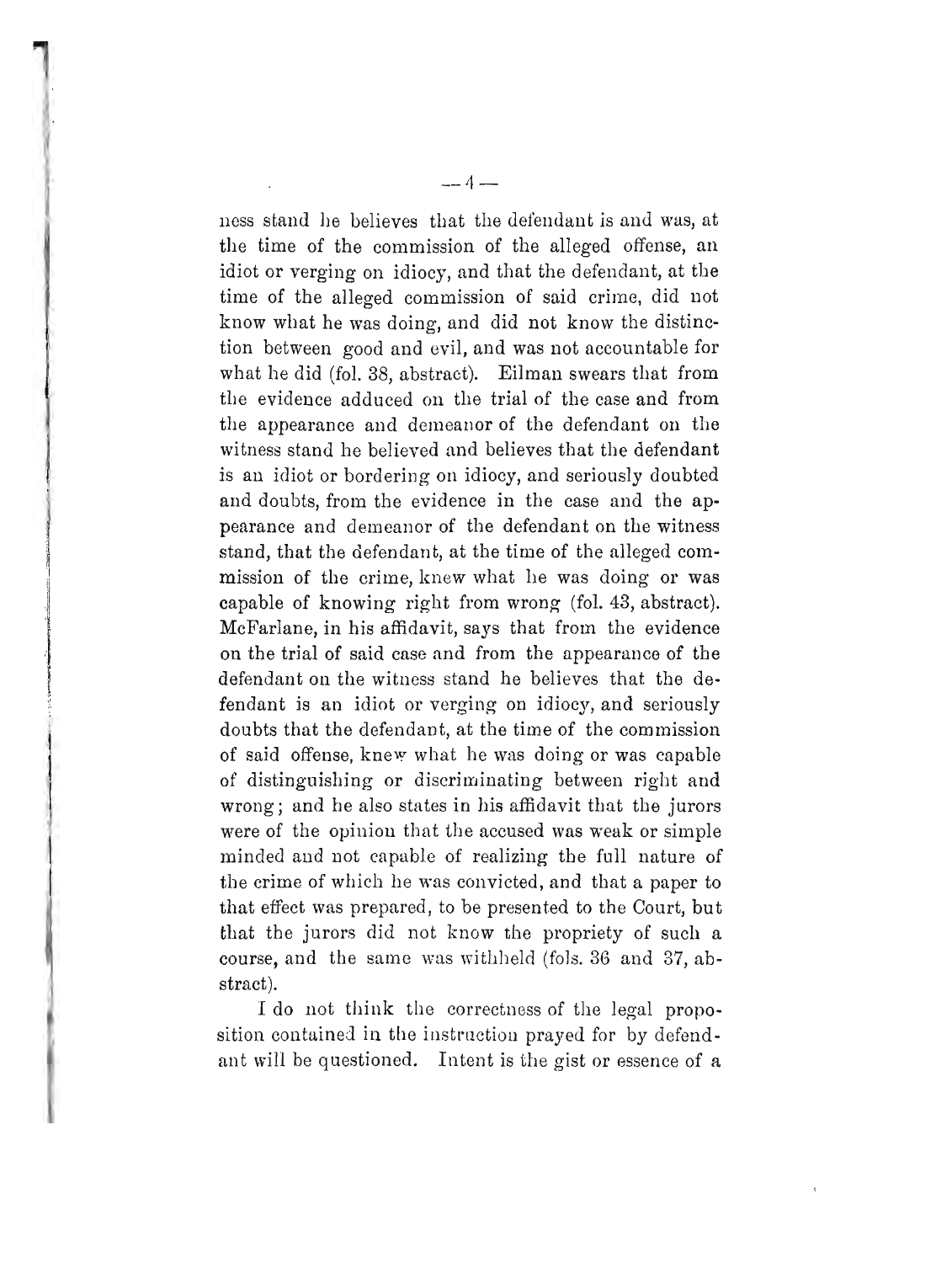ness stand he believes that the defendant is and was, at the time of the commission of the alleged offense, an idiot or verging on idiocy, and that the defendant, at the time of the alleged commission of said crime, did not know what he was doing, and did not know the distinction between good and evil, and was not accountable for what he did (fol. 38, abstract). Eilman swears that from the evidence adduced on the trial of the case and from the appearance and demeanor of the defendant on the witness stand he believed and believes that the defendant is an idiot or bordering on idiocy, and seriously doubted and doubts, from the evidence in the case and the appearance and demeanor of the defendant on the witness stand, that the defendant, at the time of the alleged commission of the crime, knew what he was doing or was capable of knowing right from wrong (fol. 43, abstract). McFarlane, in his affidavit, says that from the evidence on the trial of said case and from the appearance of the defendant on the witness stand he believes that the defendant is an idiot or verging on idiocy, and seriously doubts that the defendant, at the time of the commission of said offense, knew what he was doing or was capable of distinguishing or discriminating between right and wrong; and he also states in his affidavit that the jurors were of the opinion that the accused was weak or simple minded and not capable of realizing the full nature of the crime of which he was convicted, and that a paper to that effect was prepared, to be presented to the Court, but that the jurors did not know the propriety of such a course, and the same was withheld (fols. 36 and 37, abstract).

I do not think the correctness of the legal proposition contained in the instruction prayed for by defendant will be questioned. Intent is the gist or essence of a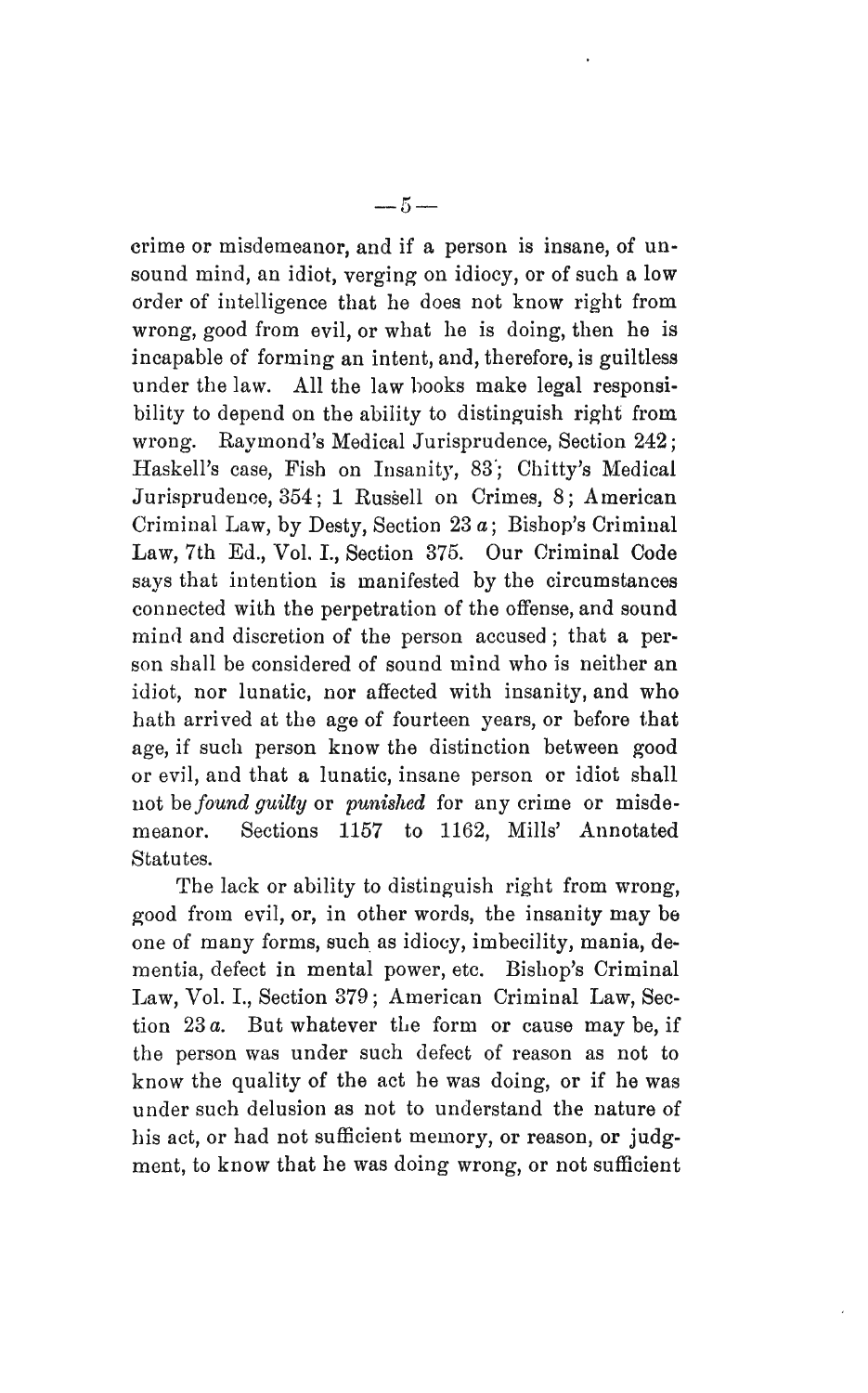crime or misdemeanor, and if a person is insane, of unsound mind, an idiot, verging on idiocy, or of such a low order of intelligence that he does not know right from wrong, good from evil, or what he is doing, then he is incapable of forming an intent, and, therefore, is guiltless under the law. All the law books make legal responsibility to depend on the ability to distinguish right from wrong. Raymond's Medical Jurisprudence, Section 242; Haskell's case, Fish on Insanity, 83; Chitty's Medical Jurisprudence, 354; 1 Russell on Crimes, 8; American Criminal Law, by Desty, Section 23 *a*; Bishop's Criminal Law, 7th Ed., Vol. I., Section 375. Our Criminal Code says that intention is manifested by the circumstances connected with the perpetration of the offense, and sound mind and discretion of the person accused; that a person shall be considered of sound mind who is neither an idiot, nor lunatic, nor affected with insanity, and who hath arrived at the age of fourteen years, or before that age, if such person know the distinction between good or evil, and that a lunatic, insane person or idiot shall not be *found guilty* or *punished* for any crime or misdemeanor. Sections 1157 to 1162, Mills' Annotated Statutes.

The lack or ability to distinguish right from wrong, good from evil, or, in other words, the insanity may be one of many forms, such as idiocy, imbecility, mania, dementia, defect in mental power, etc. Bishop's Criminal Law, Vol. I., Section 379; American Criminal Law, Section 23 *a*. But whatever the form or cause may be, if the person was under such defect of reason as not to know the quality of the act he was doing, or if he was under such delusion as not to understand the nature of his act, or had not sufficient memory, or reason, or judgment, to know that he was doing wrong, or not sufficient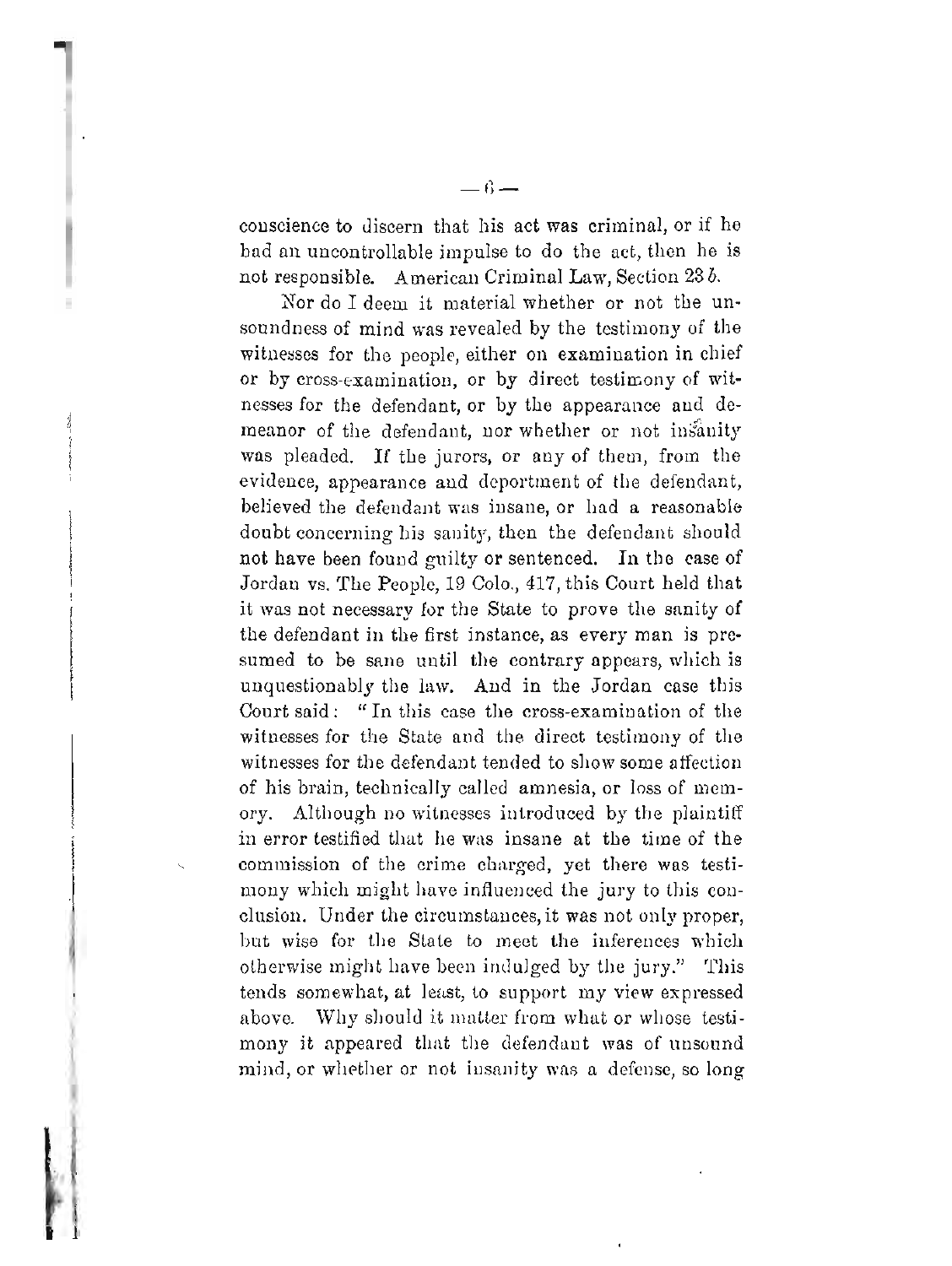conscience to discern that his act was criminal, or if he had an uncontrollable impulse to do the act, then he is not responsible. American Criminal Law, Section 23 *b*.

Nor do I deem it material whether or not the unsoundness of mind was revealed by the testimony of the witnesses for the people, either on examination in chief or by cross-examination, or by direct testimony of witnesses for the defendant, or by the appearance and demeanor of the defendant, nor whether or not insanity was pleaded. If the jurors, or any of them, from the evidence, appearance and deportment of the defendant, believed the defendant was insane, or had a reasonable doubt concerning his sanity, then the defendant should not have been found guilty or sentenced. In the case of Jordan vs. The People, 19 Colo., 417, this Court held that it was not necessary for the State to prove the sanity of the defendant in the first instance, as every man is presumed to be sane until the contrary appears, which is unquestionably the law. And in the Jordan case this Court said: "In this case the cross-examination of the witnesses for the State and the direct testimony of the witnesses for the defendant tended to show some affection of his brain, technically called amnesia, or loss of memory. Although no witnesses introduced by the plaintiff in error testified that he was insane at the time of the commission of the crime charged, yet there was testimony which might have influenced the jury to this conclusion. Under the circumstances, it was not only proper, but wise for the State to meet the inferences which otherwise might have been indulged by the jury." This tends somewhat, at least, to support my view expressed above. Why should it matter from what or whose testimony it appeared that the defendant was of unsound mind, or whether or not insanity was a defense, so long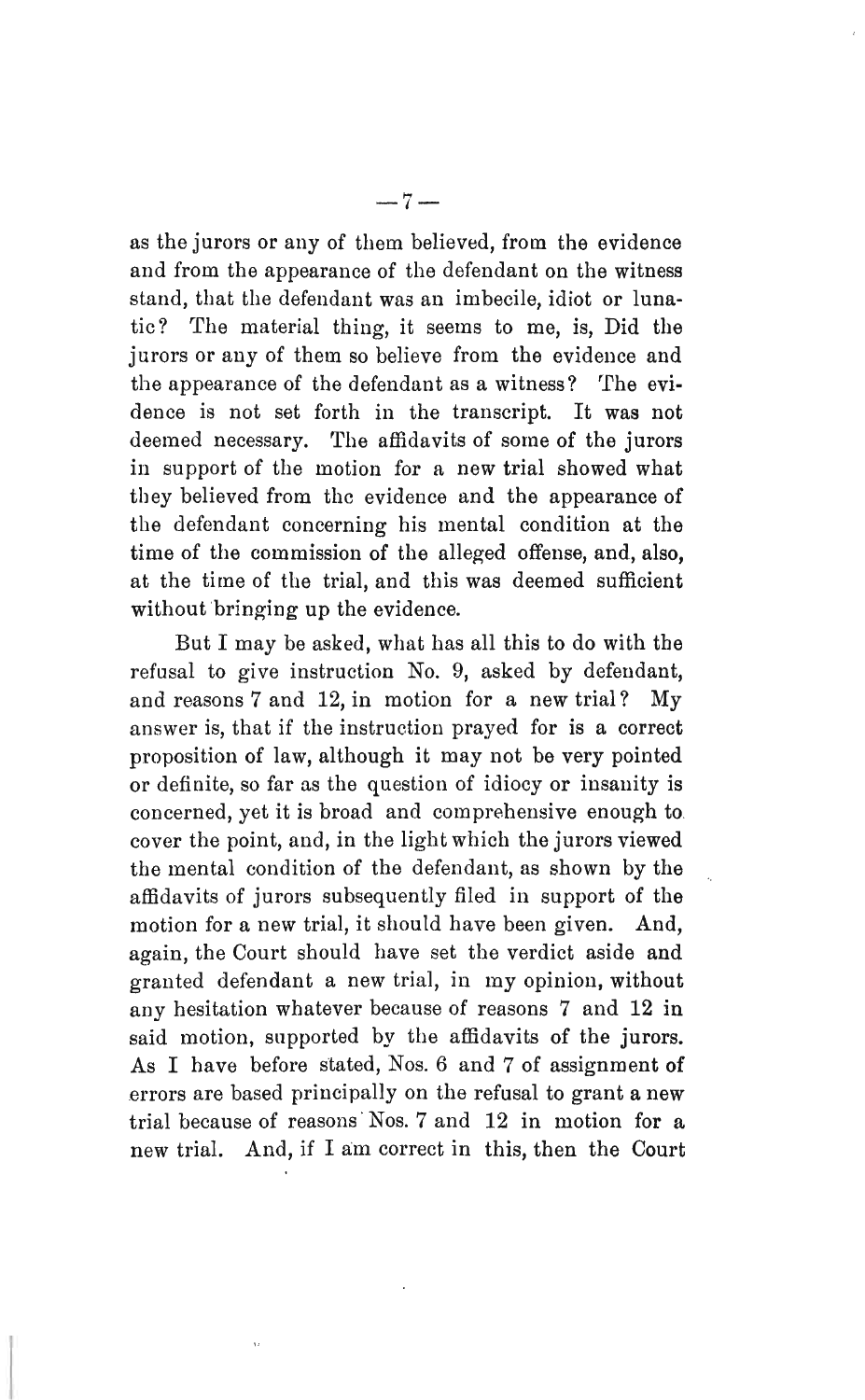as the jurors or any of them believed, from the evidence and from the appearance of the defendant on the witness stand, that the defendant was an imbecile, idiot or lunatic? The material thing, it seems to me, is, Did the jurors or any of them so believe from the evidence and the appearance of the defendant as a witness? The evidence is not set forth in the transcript. It was not deemed necessary. The affidavits of some of the jurors in support of the motion for a new trial showed what they believed from the evidence and the appearance of the defendant concerning his mental condition at the time of the commission of the alleged offense, and, also, at the time of the trial, and this was deemed sufficient without bringing up the evidence.

But I may be asked, what has all this to do with the refusal to give instruction No. 9, asked by defendant, and reasons 7 and 12, in motion for a new trial? My answer is, that if the instruction prayed for is a correct proposition of law, although it may not be very pointed or definite, so far as the question of idiocy or insanity is concerned, yet it is broad and comprehensive enough to cover the point, and, in the light which the jurors viewed the mental condition of the defendant, as shown by the affidavits of jurors subsequently filed in support of the motion for a new trial, it should have been given. And, again, the Court should have set the verdict aside and granted defendant a new trial, in my opinion, without any hesitation whatever because of reasons 7 and 12 in said motion, supported by the affidavits of the jurors. As I have before stated, Nos. 6 and 7 of assignment of errors are based principally on the refusal to grant a new trial because of reasons Nos. 7 and 12 in motion for a new trial. And, if I am correct in this, then the Court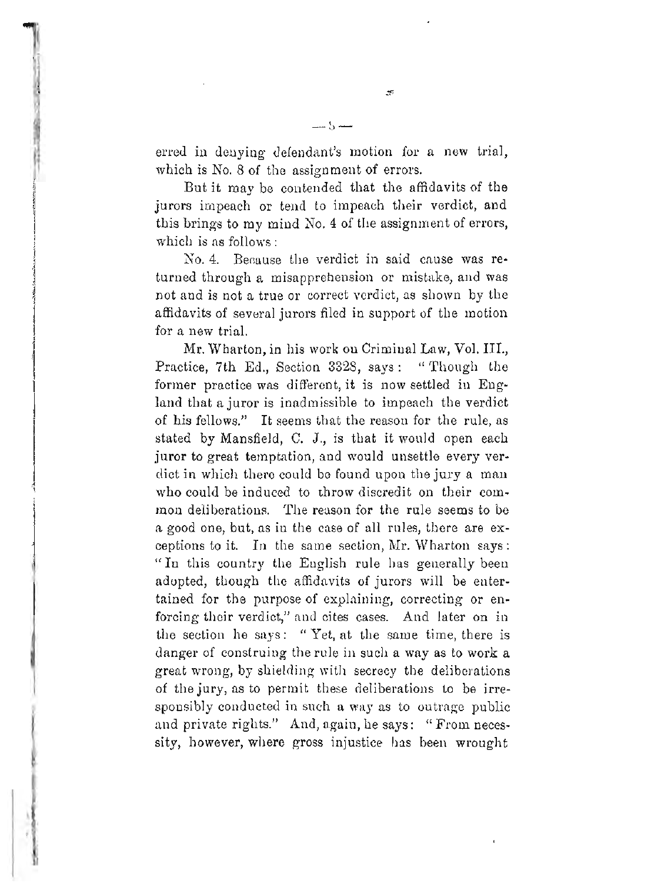erred in denying defendant's motion for a new trial, which is No. 8 of the assignment of errors.

But it may be contended that the affidavits of the jurors impeach or tend to impeach their verdict, and this brings to my mind No. 4 of the assignment of errors, which is as follows:

No. 4. Because the verdict in said cause was returned through a misapprehension or mistake, and was not and is not a true or correct verdict, as shown by the affidavits of several jurors filed in support of the motion for a new trial.

Mr. Wharton, in his work on Criminal Law, Vol. III., Practice, 7th Ed., Section 3328, says: "Though the former practice was different, it is now settled in England that a juror is inadmissible to impeach the verdict of his fellows." It seems that the reason for the rule, as stated by Mansfield, C. J., is that it would open each juror to great temptation, and would unsettle every verdict in which there could be found upon the jury a man who could be induced to throw discredit on their common deliberations. The reason for the rule seems to be a good one, but, as in the case of all rules, there are exceptions to it. In the same section, Mr. Wharton says: "In this country the English rule has generally been adopted, though the affidavits of jurors will be entertained for the purpose of explaining, correcting or enforcing their verdict," and cites cases. And later on in the section he says: "Yet, at the same time, there is danger of construing the rule in such a way as to work a great wrong, by shielding with secrecy the deliberations of the jury, as to permit these deliberations to be irresponsibly conducted in such a way as to outrage public and private rights." And, again, he says: "From necessity, however, where gross injustice has been wrought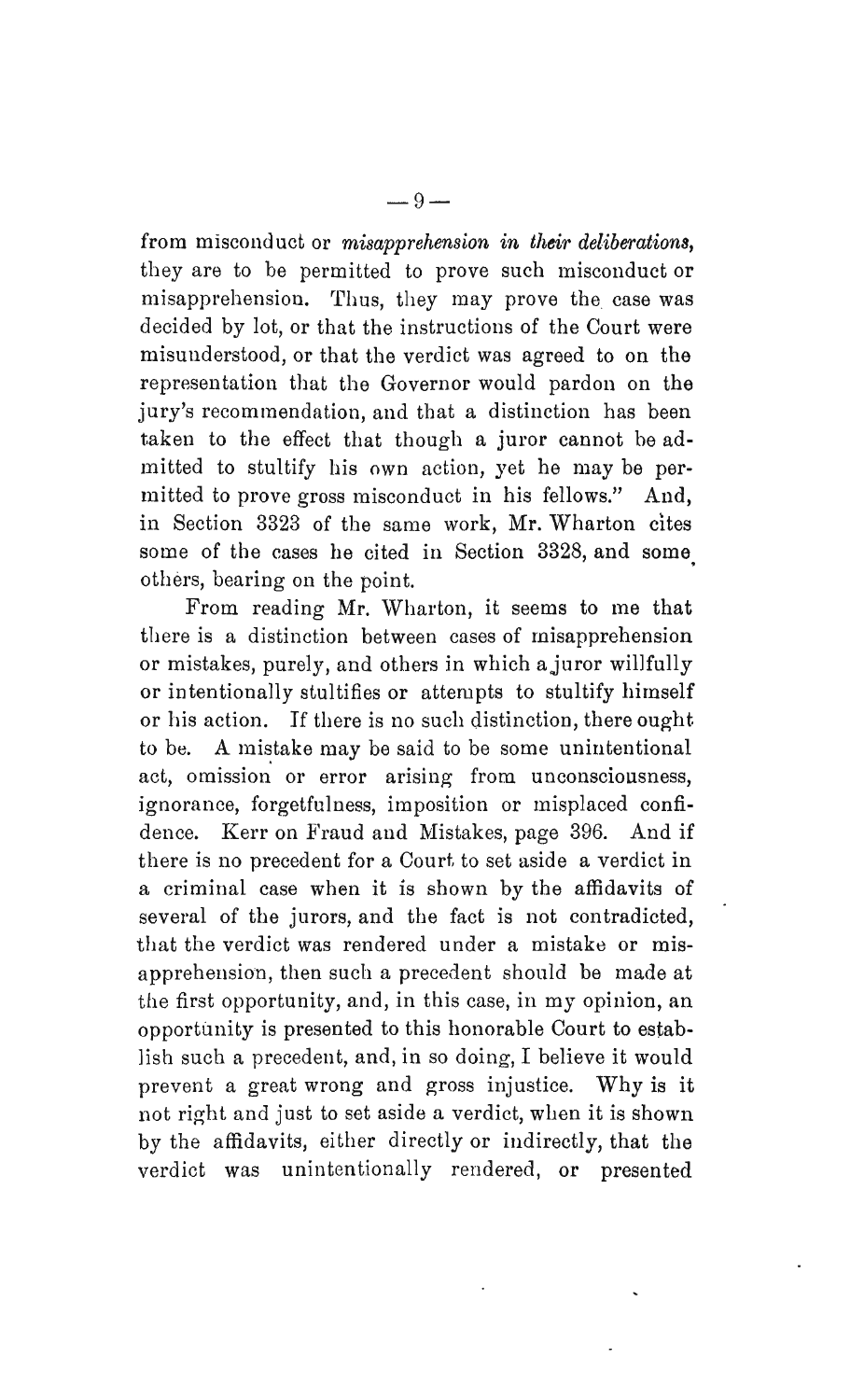from misconduct or *misapprehension in their deliberations*, they are to be permitted to prove such misconduct or misapprehension. Thus, they may prove the case was decided by lot, or that the instructions of the Court were misunderstood, or that the verdict was agreed to on the representation that the Governor would pardon on the jury's recommendation, and that a distinction has been taken to the effect that though a juror cannot be admitted to stultify his own action, yet he may be permitted to prove gross misconduct in his fellows." And, in Section 3323 of the same work, Mr. Wharton cites some of the cases he cited in Section 3328, and some others, bearing on the point.

From reading Mr. Wharton, it seems to me that there is a distinction between cases of misapprehension or mistakes, purely, and others in which a juror willfully or intentionally stultifies or attempts to stultify himself or his action. If there is no such distinction, there ought to be. A mistake may be said to be some unintentional act, omission or error arising from unconsciousness, ignorance, forgetfulness, imposition or misplaced confidence. Kerr on Fraud and Mistakes, page 396. And if there is no precedent for a Court to set aside a verdict in a criminal case when it is shown by the affidavits of several of the jurors, and the fact is not contradicted, that the verdict was rendered under a mistake or misapprehension, then such a precedent should be made at the first opportunity, and, in this case, in my opinion, an opportunity is presented to this honorable Court to establish such a precedent, and, in so doing, I believe it would prevent a great wrong and gross injustice. Why is it not right and just to set aside a verdict, when it is shown by the affidavits, either directly or indirectly, that the verdict was unintentionally rendered, or presented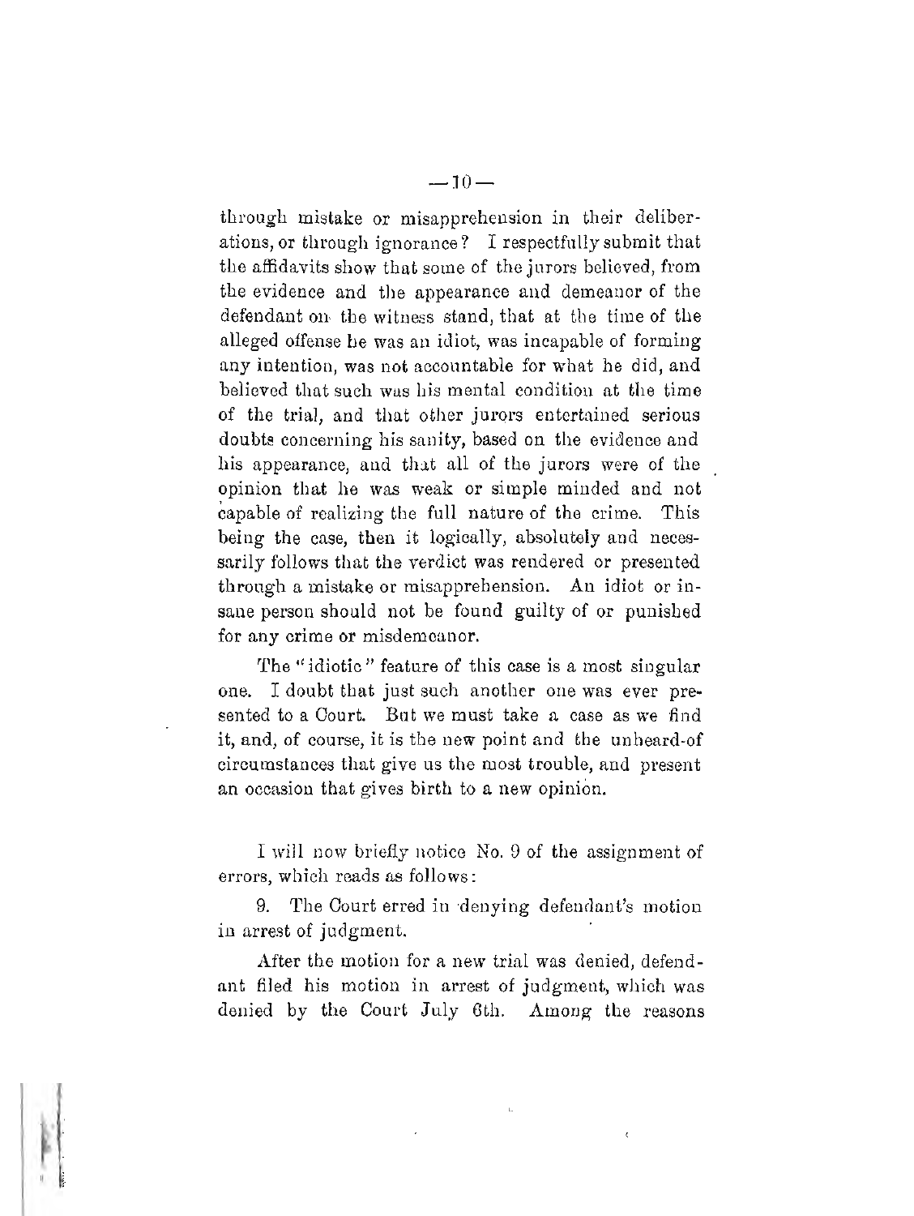through mistake or misapprehension in their deliberations, or through ignorance? I respectfully submit that the affidavits show that some of the jurors believed, from the evidence and the appearance and demeanor of the defendant on the witness stand, that at the time of the alleged offense he was an idiot, was incapable of forming any intention, was not accountable for what he did, and believed that such was his mental condition at the time of the trial, and that other jurors entertained serious doubts concerning his sanity, based on the evidence and his appearance, and that all of the jurors were of the opinion that he was weak or simple minded and not capable of realizing the full nature of the crime. This being the case, then it logically, absolutely and necessarily follows that the verdict was rendered or presented through a mistake or misapprehension. An idiot or insane person should not be found guilty of or punished for any crime or misdemeanor.

The "idiotic" feature of this case is a most singular one. I doubt that just such another one was ever presented to a Court. But we must take a case as we find it, and, of course, it is the new point and the unheard-of circumstances that give us the most trouble, and present an occasion that gives birth to a new opinion.

I will now briefly notice No. 9 of the assignment of errors, which reads as follows:

9. The Court erred in denying defendant's motion in arrest of judgment.

After the motion for a new trial was denied, defendant filed his motion in arrest of judgment, which was denied by the Court July 6th. Among the reasons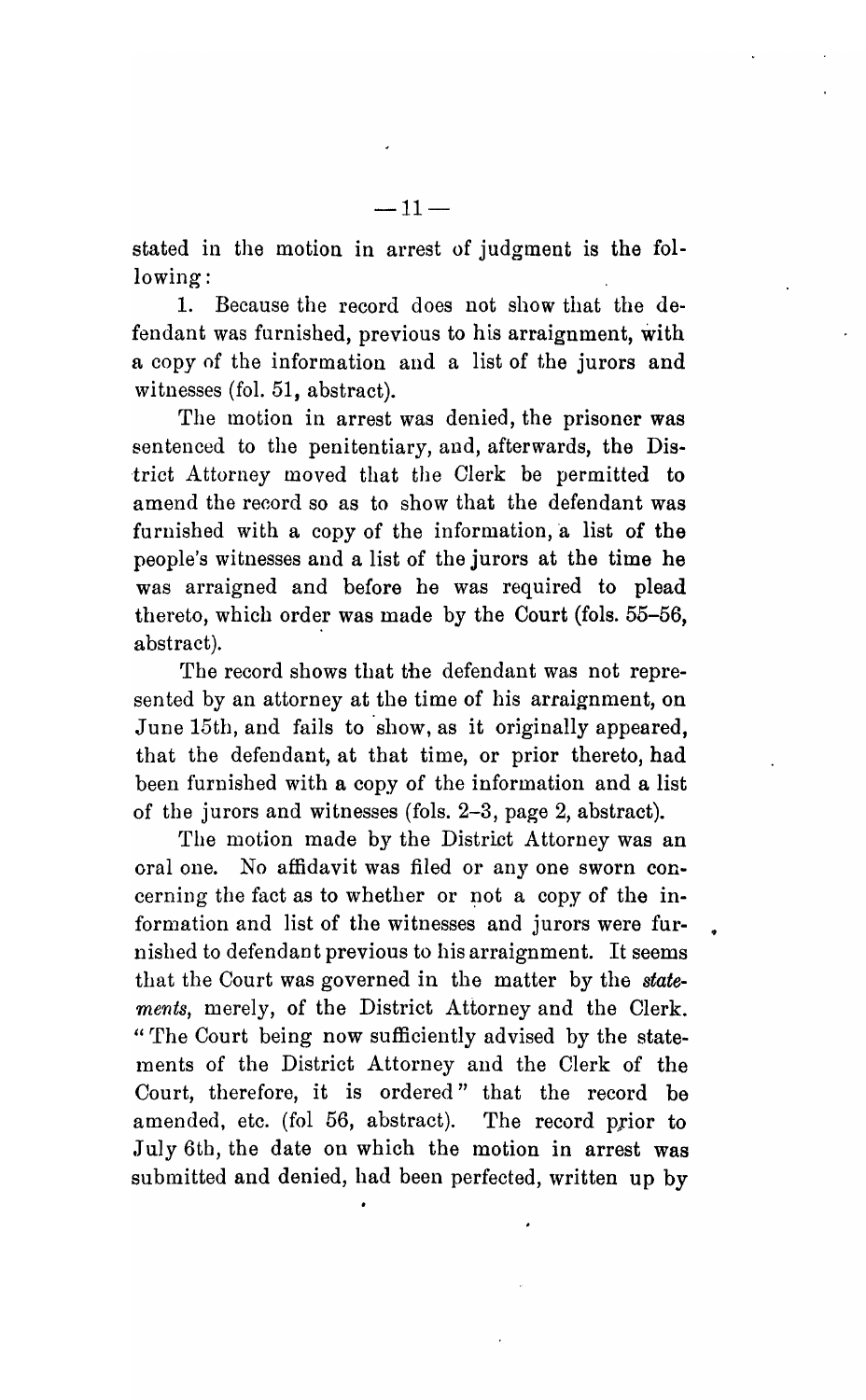stated in the motion in arrest of judgment is the following:

1. Because the record does not show that the defendant was furnished, previous to his arraignment, with a copy of the information and a list of the jurors and witnesses (fol. 51, abstract).

The motion in arrest was denied, the prisoner was sentenced to the penitentiary, and, afterwards, the District Attorney moved that the Clerk be permitted to amend the record so as to show that the defendant was furnished with a copy of the information, a list of the people's witnesses and a list of the jurors at the time he was arraigned and before he was required to plead thereto, which order was made by the Court (fols. 55–56, abstract).

The record shows that the defendant was not represented by an attorney at the time of his arraignment, on June 15th, and fails to show, as it originally appeared, that the defendant, at that time, or prior thereto, had been furnished with a copy of the information and a list of the jurors and witnesses (fols. 2–3, page 2, abstract).

The motion made by the District Attorney was an oral one. No affidavit was filed or any one sworn concerning the fact as to whether or not a copy of the information and list of the witnesses and jurors were furnished to defendant previous to his arraignment. It seems that the Court was governed in the matter by the *statements*, merely, of the District Attorney and the Clerk. "The Court being now sufficiently advised by the statements of the District Attorney and the Clerk of the Court, therefore, it is ordered" that the record be amended, etc. (fol 56, abstract). The record prior to July 6th, the date on which the motion in arrest was submitted and denied, had been perfected, written up by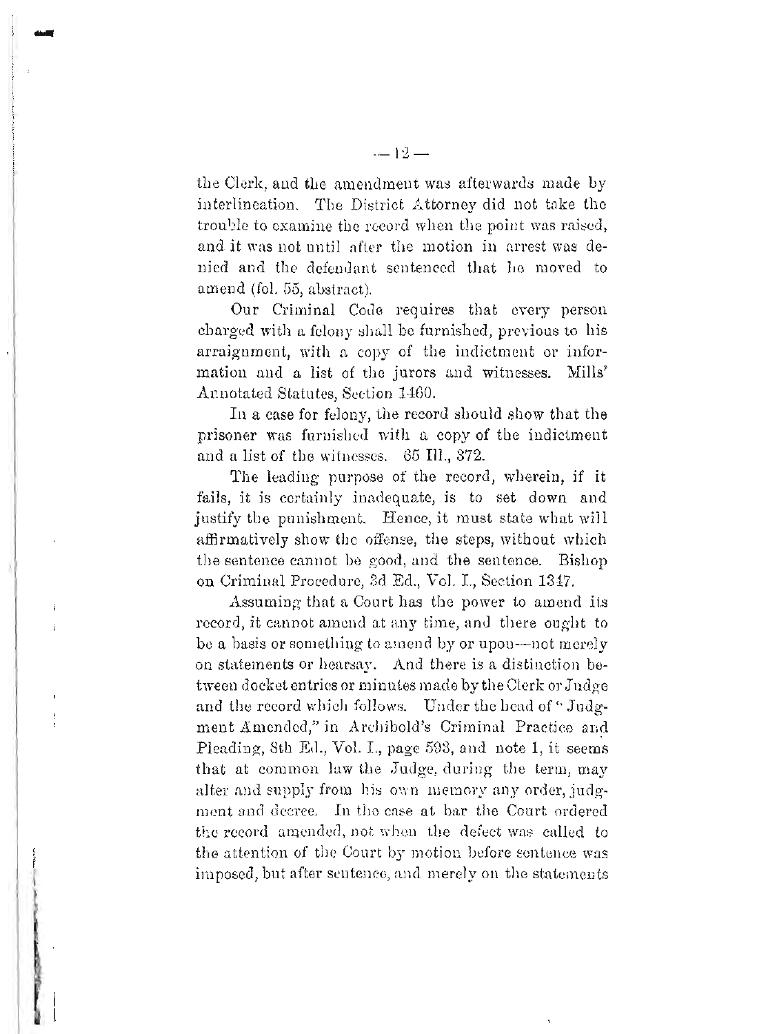the Clerk, and the amendment was afterwards made by interlineation. The District Attorney did not take the trouble to examine the record when the point was raised, and it was not until after the motion in arrest was denied and the defendant sentenced that he moved to amend (fol. 55, abstract).

Our Criminal Code requires that every person charged with a felony shall be furnished, previous to his arraignment, with a copy of the indictment or information and a list of the jurors and witnesses. Mills' Annotated Statutes, Section 1460.

In a case for felony, the record should show that the prisoner was furnished with a copy of the indictment and a list of the witnesses. 65 Ill., 372.

The leading purpose of the record, wherein, if it fails, it is certainly inadequate, is to set down and justify the punishment. Hence, it must state what will affirmatively show the offense, the steps, without which the sentence cannot be good, and the sentence. Bishop on Criminal Procedure, 3d Ed., Vol. I., Section 1347.

Assuming that a Court has the power to amend its record, it cannot amend at any time, and there ought to be a basis or something to amend by or upon—not merely on statements or hearsay. And there is a distinction between docket entries or minutes made by the Clerk or Judge and the record which follows. Under the head of "Judgment Amended," in Archibold's Criminal Practice and Pleading, 8th Ed., Vol. I., page 593, and note 1, it seems that at common law the Judge, during the term, may alter and supply from his own memory any order, judgment and decree. In the case at bar the Court ordered the record amended, not when the defect was called to the attention of the Court by motion before sentence was imposed, but after sentence, and merely on the statements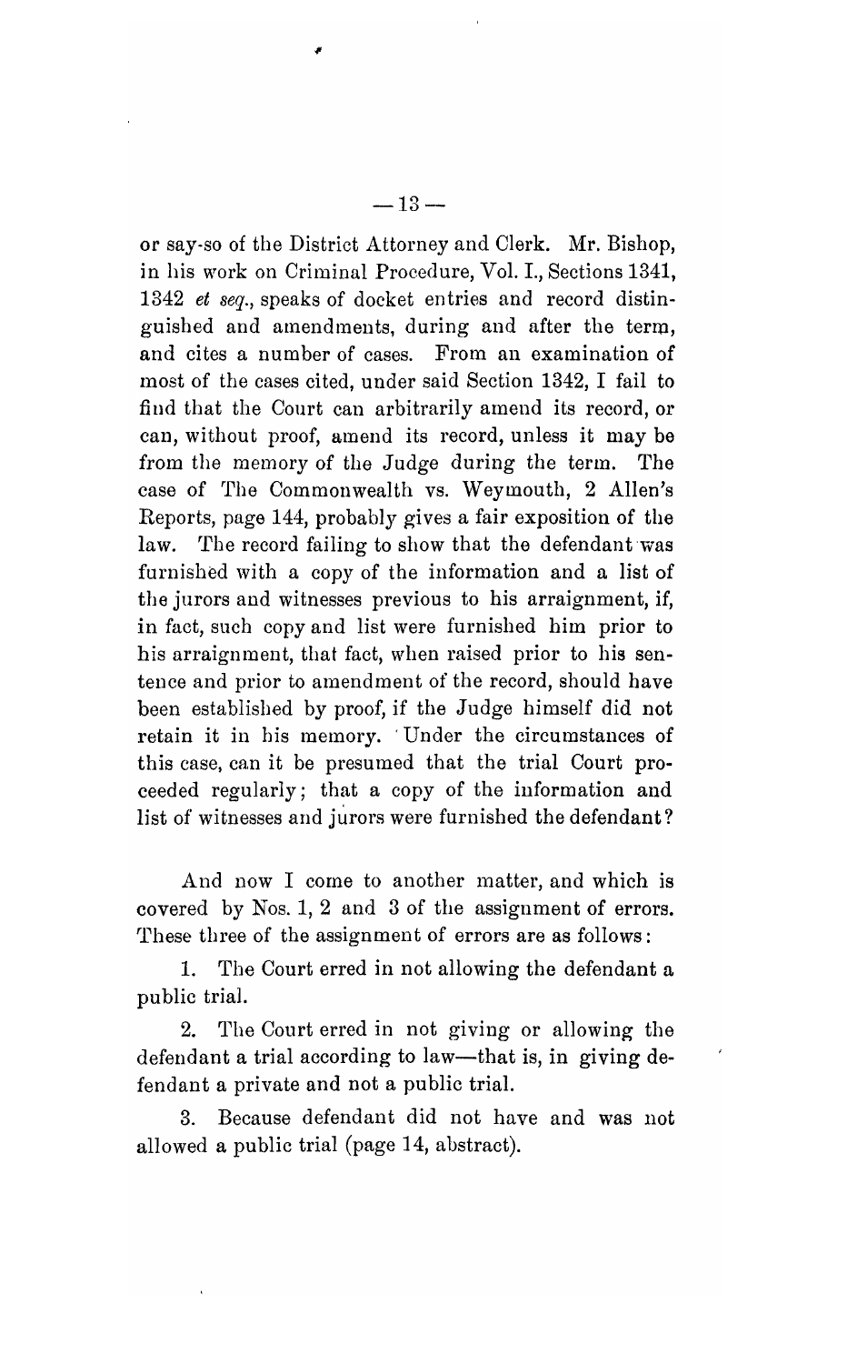or say-so of the District Attorney and Clerk. Mr. Bishop, in his work on Criminal Procedure, Vol. I., Sections 1341, 1342 *et seq.*, speaks of docket entries and record distinguished and amendments, during and after the term, and cites a number of cases. From an examination of most of the cases cited, under said Section 1342, I fail to find that the Court can arbitrarily amend its record, or can, without proof, amend its record, unless it may be from the memory of the Judge during the term. The case of The Commonwealth vs. Weymouth, 2 Allen's Reports, page 144, probably gives a fair exposition of the law. The record failing to show that the defendant was furnished with a copy of the information and a list of the jurors and witnesses previous to his arraignment, if, in fact, such copy and list were furnished him prior to his arraignment, that fact, when raised prior to his sentence and prior to amendment of the record, should have been established by proof, if the Judge himself did not retain it in his memory. Under the circumstances of this case, can it be presumed that the trial Court proceeded regularly; that a copy of the information and list of witnesses and jurors were furnished the defendant?

And now I come to another matter, and which is covered by Nos. 1, 2 and 3 of the assignment of errors. These three of the assignment of errors are as follows:

1. The Court erred in not allowing the defendant a public trial.

2. The Court erred in not giving or allowing the defendant a trial according to law—that is, in giving defendant a private and not a public trial.

3. Because defendant did not have and was not allowed a public trial (page 14, abstract).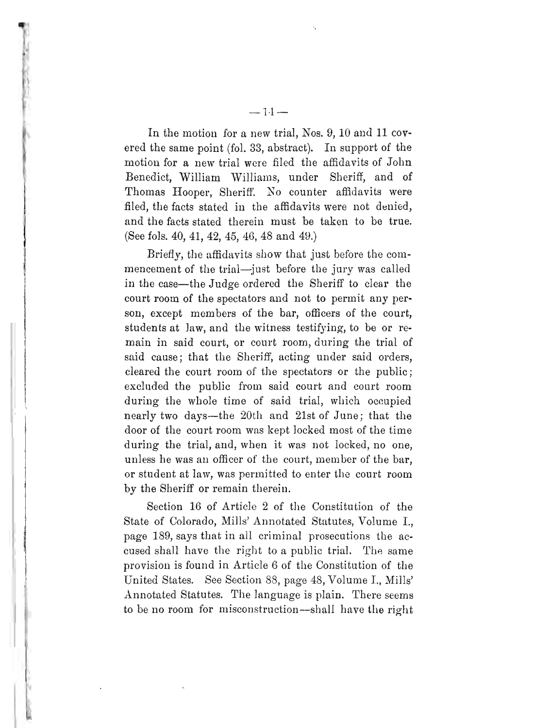In the motion for a new trial, Nos. 9, 10 and 11 covered the same point (fol. 33, abstract). In support of the motion for a new trial were filed the affidavits of John Benedict, William Williams, under Sheriff, and of Thomas Hooper, Sheriff. No counter affidavits were filed, the facts stated in the affidavits were not denied, and the facts stated therein must be taken to be true. (See fols. 40, 41, 42, 45, 46, 48 and 49.)

Briefly, the affidavits show that just before the commencement of the trial—just before the jury was called in the case—the Judge ordered the Sheriff to clear the court room of the spectators and not to permit any person, except members of the bar, officers of the court, students at law, and the witness testifying, to be or remain in said court, or court room, during the trial of said cause; that the Sheriff, acting under said orders, cleared the court room of the spectators or the public; excluded the public from said court and court room during the whole time of said trial, which occupied nearly two days—the 20th and 21st of June; that the door of the court room was kept locked most of the time during the trial, and, when it was not locked, no one, unless he was an officer of the court, member of the bar, or student at law, was permitted to enter the court room by the Sheriff or remain therein.

Section 16 of Article 2 of the Constitution of the State of Colorado, Mills' Annotated Statutes, Volume I., page 189, says that in all criminal prosecutions the accused shall have the right to a public trial. The same provision is found in Article 6 of the Constitution of the United States. See Section 88, page 48, Volume I., Mills' Annotated Statutes. The language is plain. There seems to be no room for misconstruction—shall have the right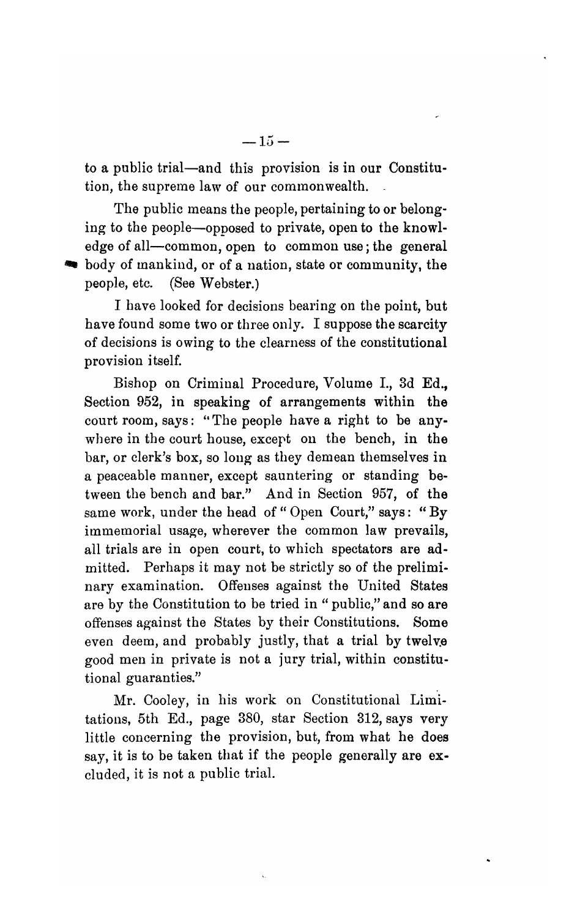to a public trial—and this provision is in our Constitution, the supreme law of our commonwealth.

The public means the people, pertaining to or belonging to the people—opposed to private, open to the knowledge of all—common, open to common use; the general body of mankind, or of a nation, state or community, the people, etc. (See Webster.)

I have looked for decisions bearing on the point, but have found some two or three only. I suppose the scarcity of decisions is owing to the clearness of the constitutional provision itself.

Bishop on Criminal Procedure, Volume I., 3d Ed., Section 952, in speaking of arrangements within the court room, says: "The people have a right to be anywhere in the court house, except on the bench, in the bar, or clerk's box, so long as they demean themselves in a peaceable manner, except sauntering or standing between the bench and bar." And in Section 957, of the same work, under the head of "Open Court," says: "By immemorial usage, wherever the common law prevails, all trials are in open court, to which spectators are admitted. Perhaps it may not be strictly so of the preliminary examination. Offenses against the United States are by the Constitution to be tried in "public," and so are offenses against the States by their Constitutions. Some even deem, and probably justly, that a trial by twelve good men in private is not a jury trial, within constitutional guaranties."

Mr. Cooley, in his work on Constitutional Limitations, 5th Ed., page 380, star Section 312, says very little concerning the provision, but, from what he does say, it is to be taken that if the people generally are excluded, it is not a public trial.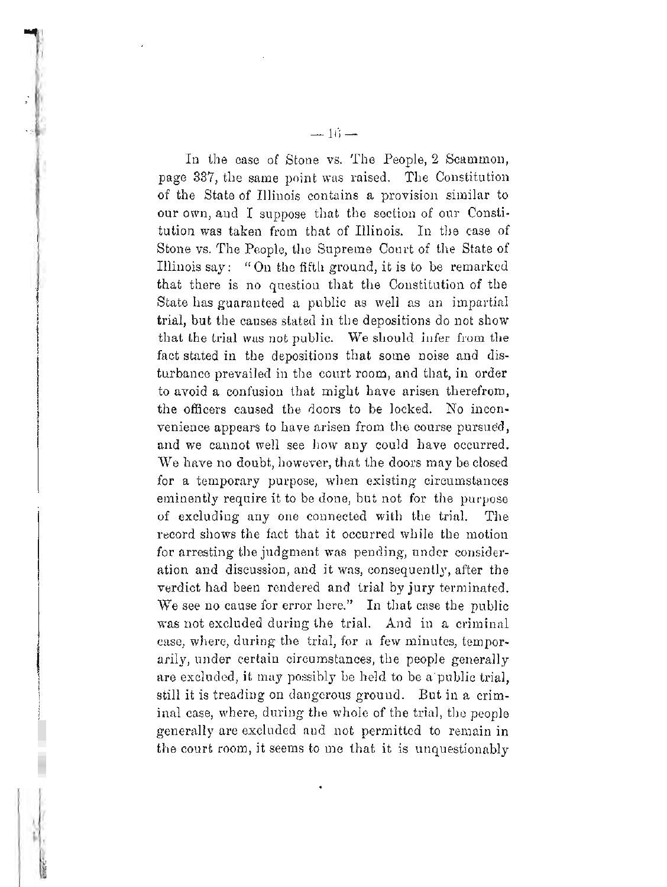In the case of Stone vs. The People, 2 Scammon, page 337, the same point was raised. The Constitution of the State of Illinois contains a provision similar to our own, and I suppose that the section of our Constitution was taken from that of Illinois. In the case of Stone vs. The People, the Supreme Court of the State of Illinois say: "On the fifth ground, it is to be remarked that there is no question that the Constitution of the State has guaranteed a public as well as an impartial trial, but the causes stated in the depositions do not show that the trial was not public. We should infer from the fact stated in the depositions that some noise and disturbance prevailed in the court room, and that, in order to avoid a confusion that might have arisen therefrom, the officers caused the doors to be locked. No inconvenience appears to have arisen from the course pursued, and we cannot well see how any could have occurred. We have no doubt, however, that the doors may be closed for a temporary purpose, when existing circumstances eminently require it to be done, but not for the purpose of excluding any one connected with the trial. The record shows the fact that it occurred while the motion for arresting the judgment was pending, under consideration and discussion, and it was, consequently, after the verdict had been rendered and trial by jury terminated. We see no cause for error here." In that case the public was not excluded during the trial. And in a criminal case, where, during the trial, for a few minutes, temporarily, under certain circumstances, the people generally are excluded, it may possibly be held to be a public trial, still it is treading on dangerous ground. But in a criminal case, where, during the whole of the trial, the people generally are excluded and not permitted to remain in the court room, it seems to me that it is unquestionably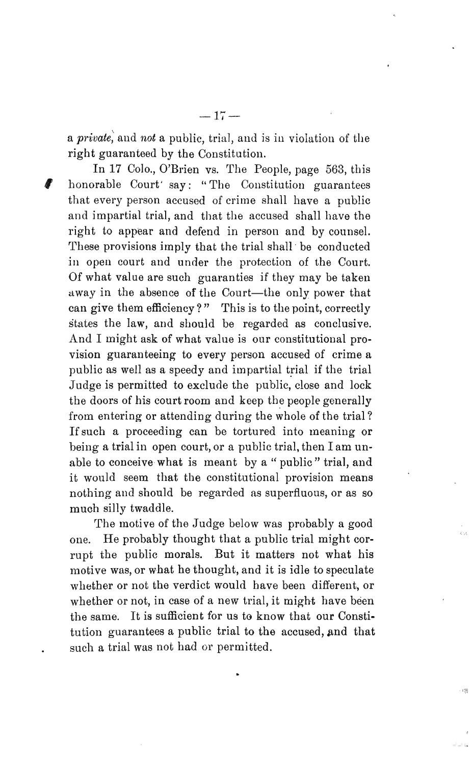a *private*, and *not* a public, trial, and is in violation of the right guaranteed by the Constitution.

In 17 Colo., O'Brien vs. The People, page 563, this honorable Court say: "The Constitution guarantees that every person accused of crime shall have a public and impartial trial, and that the accused shall have the right to appear and defend in person and by counsel. These provisions imply that the trial shall be conducted in open court and under the protection of the Court. Of what value are such guaranties if they may be taken away in the absence of the Court—the only power that can give them efficiency?" This is to the point, correctly states the law, and should be regarded as conclusive. And I might ask of what value is our constitutional provision guaranteeing to every person accused of crime a public as well as a speedy and impartial trial if the trial Judge is permitted to exclude the public, close and lock the doors of his court room and keep the people generally from entering or attending during the whole of the trial? If such a proceeding can be tortured into meaning or being a trial in open court, or a public trial, then I am unable to conceive what is meant by a "public" trial, and it would seem that the constitutional provision means nothing and should be regarded as superfluous, or as so much silly twaddle.

The motive of the Judge below was probably a good one. He probably thought that a public trial might corrupt the public morals. But it matters not what his motive was, or what he thought, and it is idle to speculate whether or not the verdict would have been different, or whether or not, in case of a new trial, it might have been the same. It is sufficient for us to know that our Constitution guarantees a public trial to the accused, and that such a trial was not had or permitted.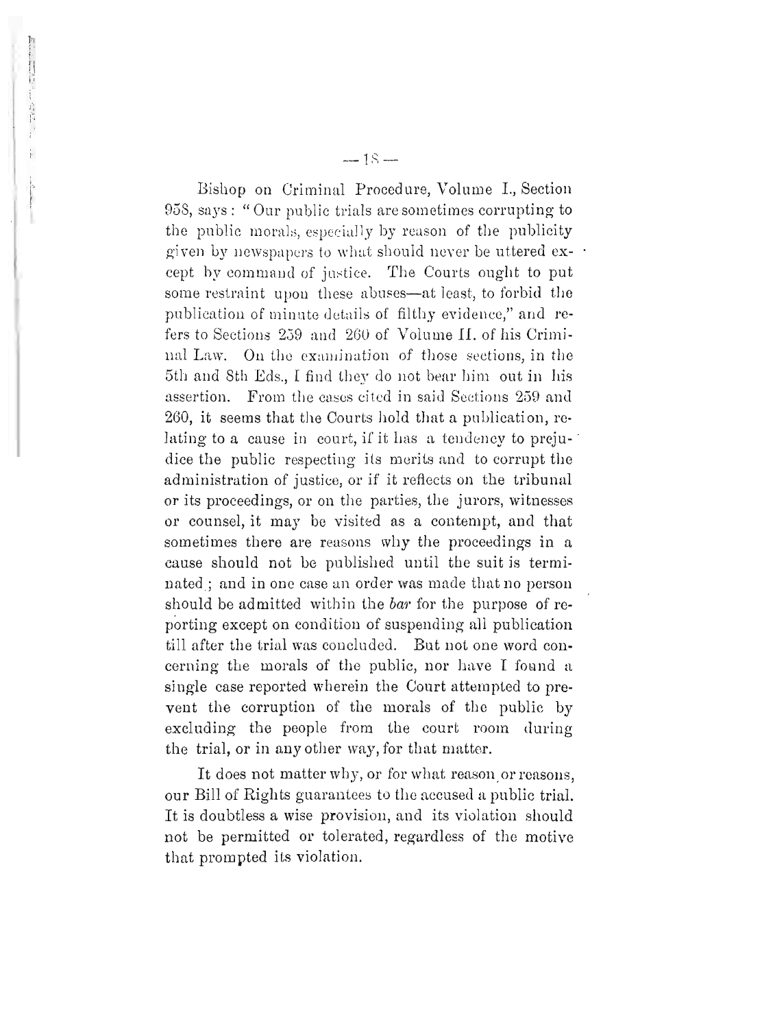Bishop on Criminal Procedure, Volume I., Section 958, says: "Our public trials are sometimes corrupting to the public morals, especially by reason of the publicity given by newspapers to what should never be uttered except by command of justice. The Courts ought to put some restraint upon these abuses—at least, to forbid the publication of minute details of filthy evidence," and refers to Sections 259 and 260 of Volume II. of his Criminal Law. On the examination of those sections, in the 5th and 8th Eds., I find they do not bear him out in his assertion. From the cases cited in said Sections 259 and 260, it seems that the Courts hold that a publication, relating to a cause in court, if it has a tendency to prejudice the public respecting its merits and to corrupt the administration of justice, or if it reflects on the tribunal or its proceedings, or on the parties, the jurors, witnesses or counsel, it may be visited as a contempt, and that sometimes there are reasons why the proceedings in a cause should not be published until the suit is terminated; and in one case an order was made that no person should be admitted within the *bar* for the purpose of reporting except on condition of suspending all publication till after the trial was concluded. But not one word concerning the morals of the public, nor have I found a single case reported wherein the Court attempted to prevent the corruption of the morals of the public by excluding the people from the court room during the trial, or in any other way, for that matter.

It does not matter why, or for what reason or reasons, our Bill of Rights guarantees to the accused a public trial. It is doubtless a wise provision, and its violation should not be permitted or tolerated, regardless of the motive that prompted its violation.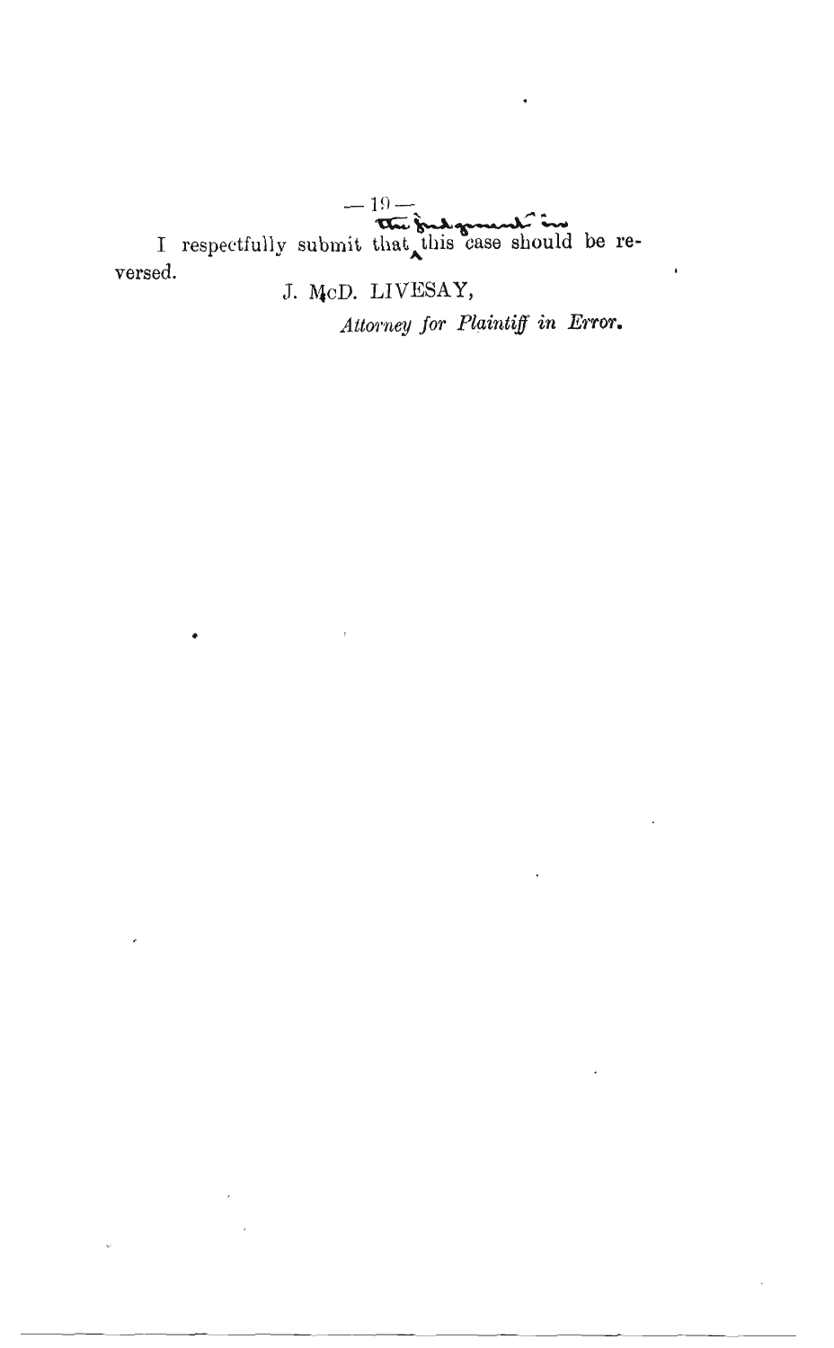I respectfully submit that the judgment in this case should be reversed.

J. McD. LIVESAY,

*Attorney for Plaintiff in Error.*